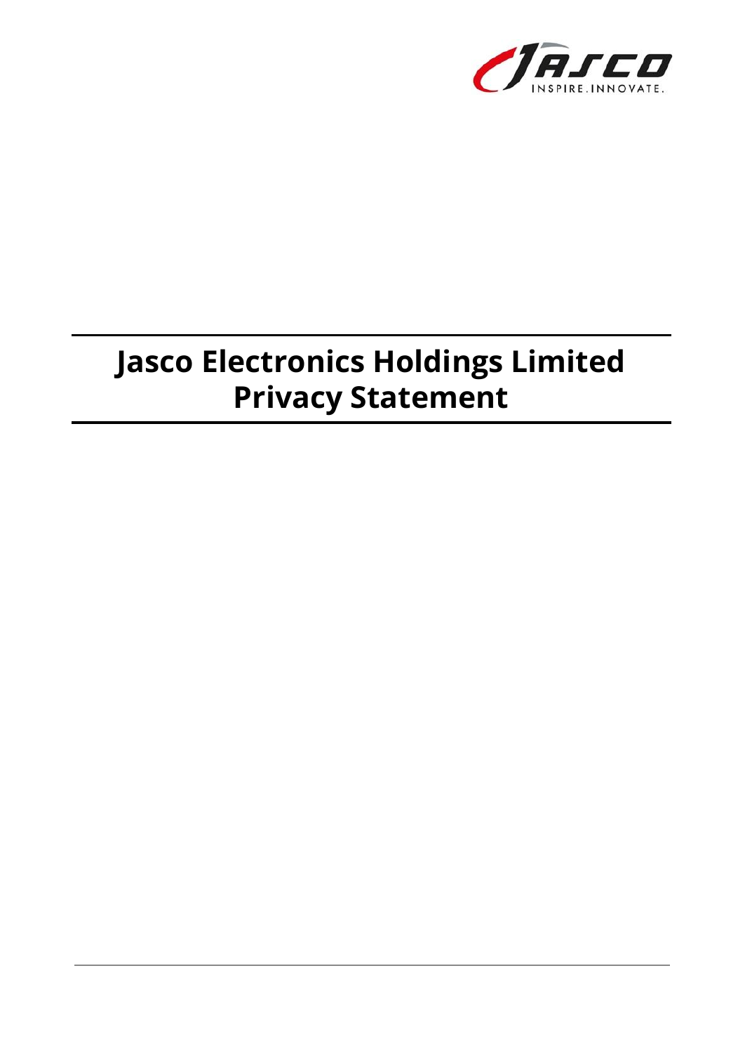# Jasco Electronics Holdings Limited Privacy Statement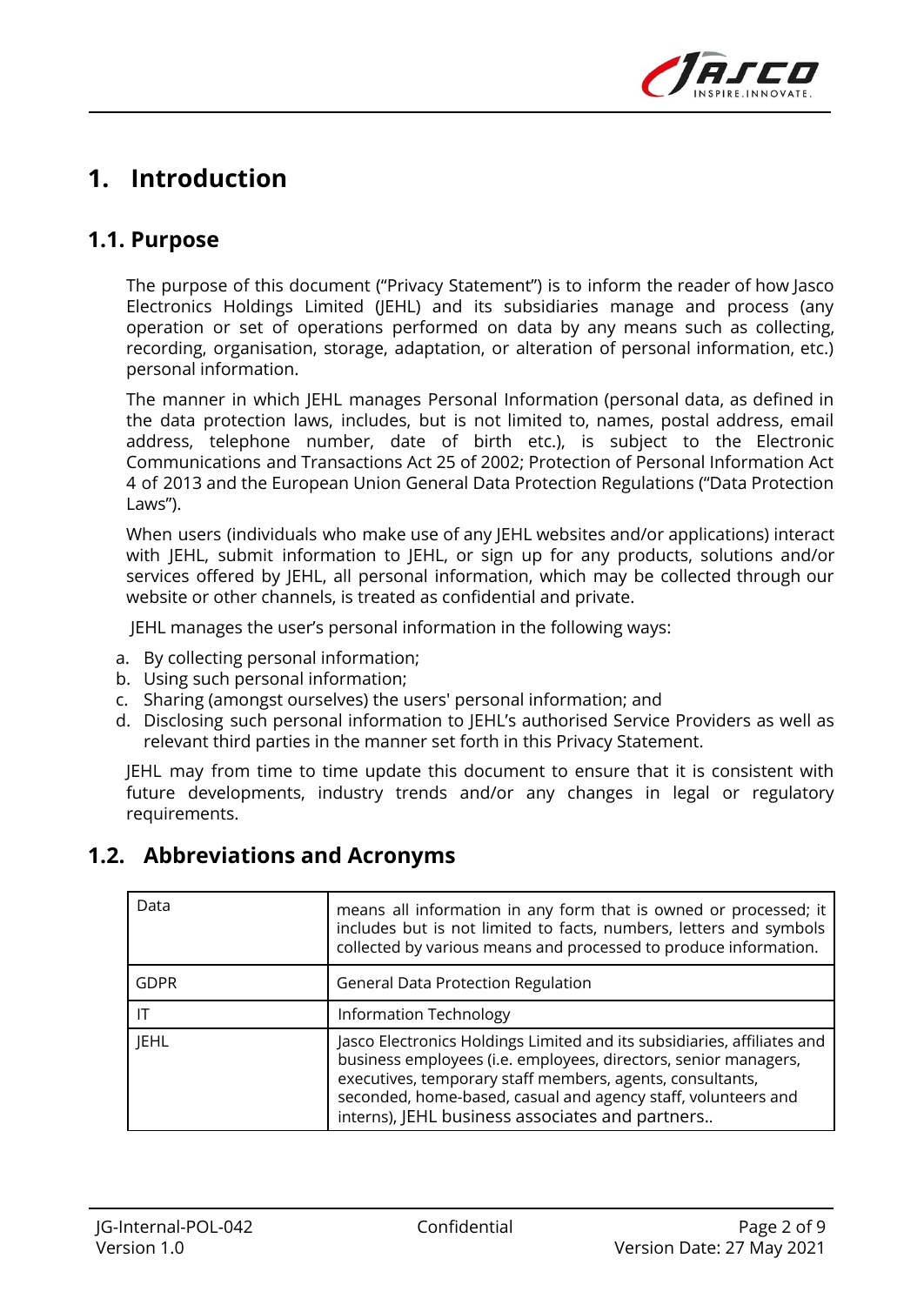# 1. Introduction

## 1.1. Purpose

The purpose of this document ("Privacy Statement") is to inform the reader of how Jasco Electronics Holdings Limited (JEHL) and its subsidiaries manage and process (any operation or set of operations performed on data by any means such as collecting, recording, organisation, storage, adaptation, or alteration of personal information, etc.) personal information.

The manner in which JEHL manages Personal Information (personal data, as defined in the data protection laws, includes, but is not limited to, names, postal address, email address, telephone number, date of birth etc.), is subject to the Electronic Communications and Transactions Act 25 of 2002; Protection of Personal Information Act 4 of 2013 and the European Union General Data Protection Regulations ("Data Protection Laws").

When users (individuals who make use of any JEHL websites and/or applications) interact with JEHL, submit information to JEHL, or sign up for any products, solutions and/or services offered by JEHL, all personal information, which may be collected through our website or other channels, is treated as confidential and private.

JEHL manages the user's personal information in the following ways:

a. By collecting personal information;
b. Using such personal information;
c. Sharing (amongst ourselves) the users' personal information; and
d. Disclosing such personal information to JEHL's authorised Service Providers as well as relevant third parties in the manner set forth in this Privacy Statement.

JEHL may from time to time update this document to ensure that it is consistent with future developments, industry trends and/or any changes in legal or regulatory requirements.

## 1.2. Abbreviations and Acronyms

| | |
|---|---|
| Data | means all information in any form that is owned or processed; it includes but is not limited to facts, numbers, letters and symbols collected by various means and processed to produce information. |
| GDPR | General Data Protection Regulation |
| IT | Information Technology |
| JEHL | Jasco Electronics Holdings Limited and its subsidiaries, affiliates and business employees (i.e. employees, directors, senior managers, executives, temporary staff members, agents, consultants, seconded, home-based, casual and agency staff, volunteers and interns), JEHL business associates and partners.. |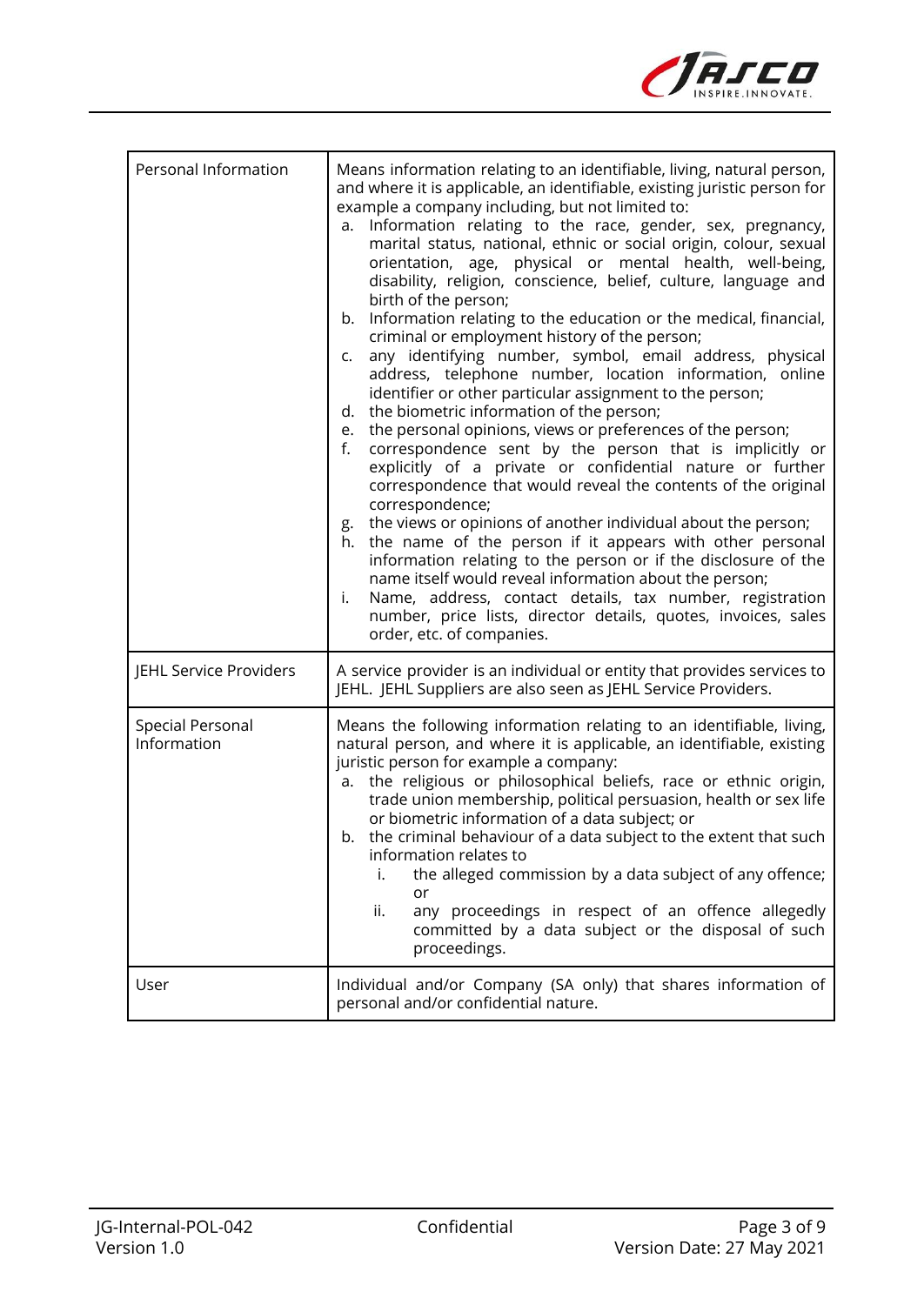| Personal Information | Means information relating to an identifiable, living, natural person, and where it is applicable, an identifiable, existing juristic person for example a company including, but not limited to:<br>a. Information relating to the race, gender, sex, pregnancy, marital status, national, ethnic or social origin, colour, sexual orientation, age, physical or mental health, well-being, disability, religion, conscience, belief, culture, language and birth of the person;<br>b. Information relating to the education or the medical, financial, criminal or employment history of the person;<br>c. any identifying number, symbol, email address, physical address, telephone number, location information, online identifier or other particular assignment to the person;<br>d. the biometric information of the person;<br>e. the personal opinions, views or preferences of the person;<br>f. correspondence sent by the person that is implicitly or explicitly of a private or confidential nature or further correspondence that would reveal the contents of the original correspondence;<br>g. the views or opinions of another individual about the person;<br>h. the name of the person if it appears with other personal information relating to the person or if the disclosure of the name itself would reveal information about the person;<br>i. Name, address, contact details, tax number, registration number, price lists, director details, quotes, invoices, sales order, etc. of companies. |
|---|---|
| JEHL Service Providers | A service provider is an individual or entity that provides services to JEHL. JEHL Suppliers are also seen as JEHL Service Providers. |
| Special Personal Information | Means the following information relating to an identifiable, living, natural person, and where it is applicable, an identifiable, existing juristic person for example a company:<br>a. the religious or philosophical beliefs, race or ethnic origin, trade union membership, political persuasion, health or sex life or biometric information of a data subject; or<br>b. the criminal behaviour of a data subject to the extent that such information relates to<br>i. the alleged commission by a data subject of any offence; or<br>ii. any proceedings in respect of an offence allegedly committed by a data subject or the disposal of such proceedings. |
| User | Individual and/or Company (SA only) that shares information of personal and/or confidential nature. |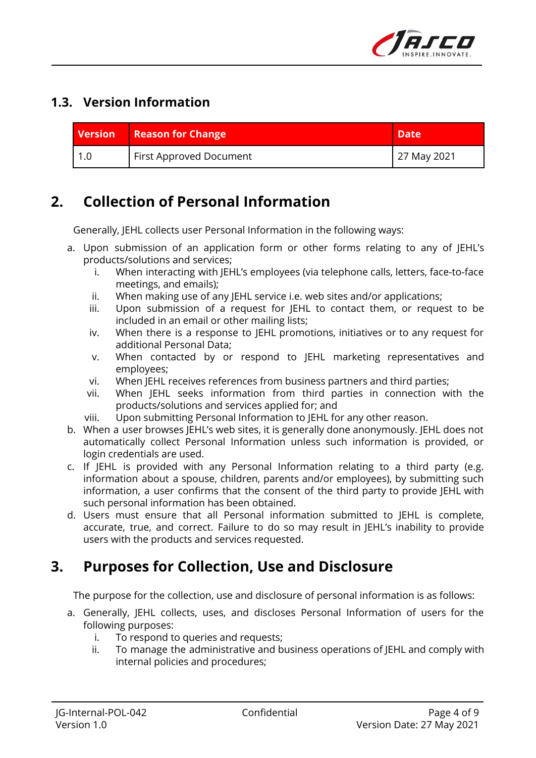### 1.3. Version Information

| Version | Reason for Change | Date |
|---|---|---|
| 1.0 | First Approved Document | 27 May 2021 |

## 2. Collection of Personal Information

Generally, JEHL collects user Personal Information in the following ways:

a. Upon submission of an application form or other forms relating to any of JEHL's products/solutions and services;
   i. When interacting with JEHL's employees (via telephone calls, letters, face-to-face meetings, and emails);
   ii. When making use of any JEHL service i.e. web sites and/or applications;
   iii. Upon submission of a request for JEHL to contact them, or request to be included in an email or other mailing lists;
   iv. When there is a response to JEHL promotions, initiatives or to any request for additional Personal Data;
   v. When contacted by or respond to JEHL marketing representatives and employees;
   vi. When JEHL receives references from business partners and third parties;
   vii. When JEHL seeks information from third parties in connection with the products/solutions and services applied for; and
   viii. Upon submitting Personal Information to JEHL for any other reason.

b. When a user browses JEHL's web sites, it is generally done anonymously. JEHL does not automatically collect Personal Information unless such information is provided, or login credentials are used.

c. If JEHL is provided with any Personal Information relating to a third party (e.g. information about a spouse, children, parents and/or employees), by submitting such information, a user confirms that the consent of the third party to provide JEHL with such personal information has been obtained.

d. Users must ensure that all Personal information submitted to JEHL is complete, accurate, true, and correct. Failure to do so may result in JEHL's inability to provide users with the products and services requested.

## 3. Purposes for Collection, Use and Disclosure

The purpose for the collection, use and disclosure of personal information is as follows:

a. Generally, JEHL collects, uses, and discloses Personal Information of users for the following purposes:
   i. To respond to queries and requests;
   ii. To manage the administrative and business operations of JEHL and comply with internal policies and procedures;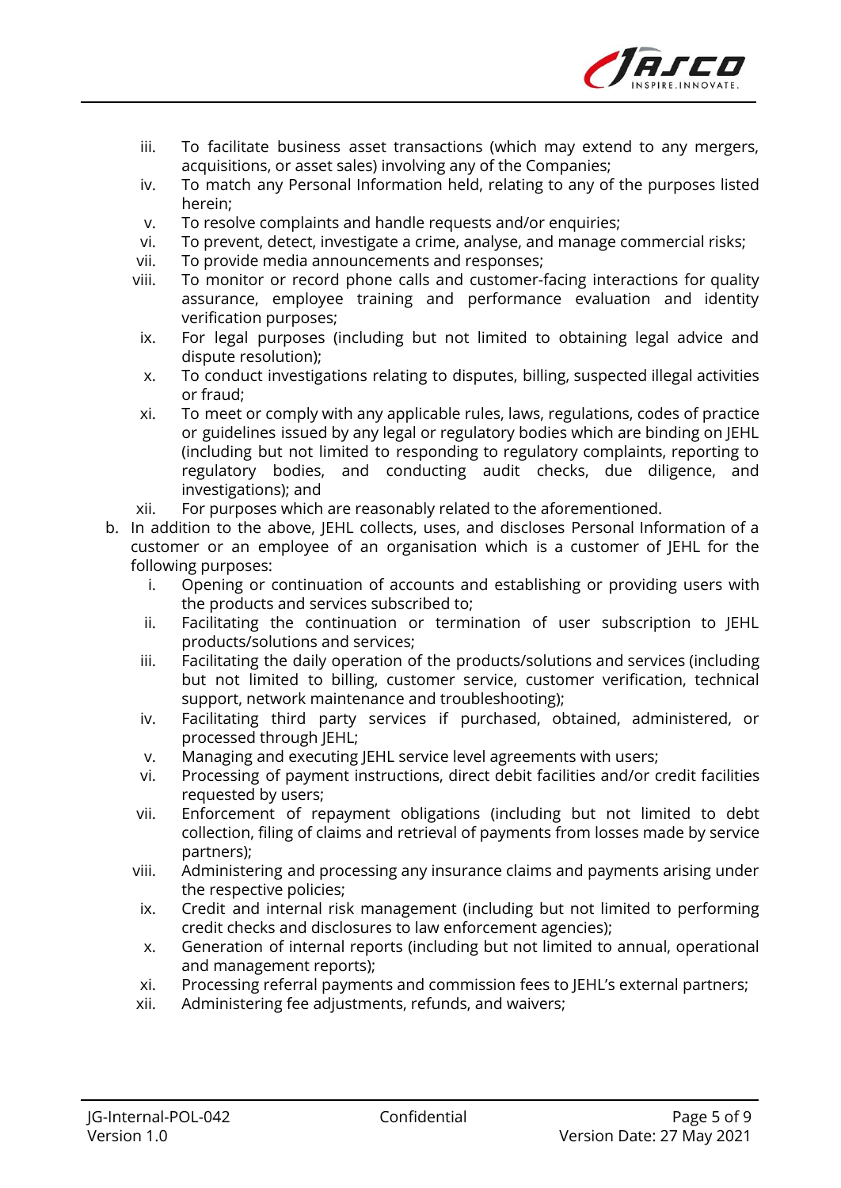iii. To facilitate business asset transactions (which may extend to any mergers, acquisitions, or asset sales) involving any of the Companies;
iv. To match any Personal Information held, relating to any of the purposes listed herein;
v. To resolve complaints and handle requests and/or enquiries;
vi. To prevent, detect, investigate a crime, analyse, and manage commercial risks;
vii. To provide media announcements and responses;
viii. To monitor or record phone calls and customer-facing interactions for quality assurance, employee training and performance evaluation and identity verification purposes;
ix. For legal purposes (including but not limited to obtaining legal advice and dispute resolution);
x. To conduct investigations relating to disputes, billing, suspected illegal activities or fraud;
xi. To meet or comply with any applicable rules, laws, regulations, codes of practice or guidelines issued by any legal or regulatory bodies which are binding on JEHL (including but not limited to responding to regulatory complaints, reporting to regulatory bodies, and conducting audit checks, due diligence, and investigations); and
xii. For purposes which are reasonably related to the aforementioned.

b. In addition to the above, JEHL collects, uses, and discloses Personal Information of a customer or an employee of an organisation which is a customer of JEHL for the following purposes:
   i. Opening or continuation of accounts and establishing or providing users with the products and services subscribed to;
   ii. Facilitating the continuation or termination of user subscription to JEHL products/solutions and services;
   iii. Facilitating the daily operation of the products/solutions and services (including but not limited to billing, customer service, customer verification, technical support, network maintenance and troubleshooting);
   iv. Facilitating third party services if purchased, obtained, administered, or processed through JEHL;
   v. Managing and executing JEHL service level agreements with users;
   vi. Processing of payment instructions, direct debit facilities and/or credit facilities requested by users;
   vii. Enforcement of repayment obligations (including but not limited to debt collection, filing of claims and retrieval of payments from losses made by service partners);
   viii. Administering and processing any insurance claims and payments arising under the respective policies;
   ix. Credit and internal risk management (including but not limited to performing credit checks and disclosures to law enforcement agencies);
   x. Generation of internal reports (including but not limited to annual, operational and management reports);
   xi. Processing referral payments and commission fees to JEHL's external partners;
   xii. Administering fee adjustments, refunds, and waivers;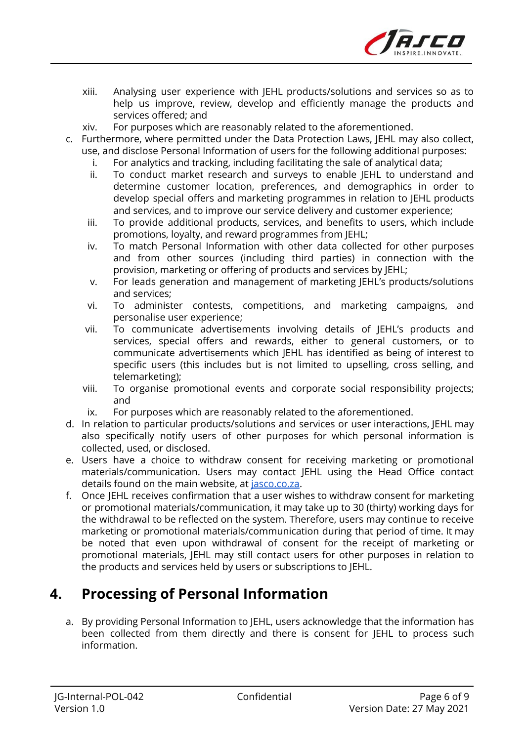xiii. Analysing user experience with JEHL products/solutions and services so as to help us improve, review, develop and efficiently manage the products and services offered; and
   xiv. For purposes which are reasonably related to the aforementioned.

c. Furthermore, where permitted under the Data Protection Laws, JEHL may also collect, use, and disclose Personal Information of users for the following additional purposes:
   i. For analytics and tracking, including facilitating the sale of analytical data;
   ii. To conduct market research and surveys to enable JEHL to understand and determine customer location, preferences, and demographics in order to develop special offers and marketing programmes in relation to JEHL products and services, and to improve our service delivery and customer experience;
   iii. To provide additional products, services, and benefits to users, which include promotions, loyalty, and reward programmes from JEHL;
   iv. To match Personal Information with other data collected for other purposes and from other sources (including third parties) in connection with the provision, marketing or offering of products and services by JEHL;
   v. For leads generation and management of marketing JEHL's products/solutions and services;
   vi. To administer contests, competitions, and marketing campaigns, and personalise user experience;
   vii. To communicate advertisements involving details of JEHL's products and services, special offers and rewards, either to general customers, or to communicate advertisements which JEHL has identified as being of interest to specific users (this includes but is not limited to upselling, cross selling, and telemarketing);
   viii. To organise promotional events and corporate social responsibility projects; and
   ix. For purposes which are reasonably related to the aforementioned.

d. In relation to particular products/solutions and services or user interactions, JEHL may also specifically notify users of other purposes for which personal information is collected, used, or disclosed.

e. Users have a choice to withdraw consent for receiving marketing or promotional materials/communication. Users may contact JEHL using the Head Office contact details found on the main website, at [jasco.co.za](https://jasco.co.za).

f. Once JEHL receives confirmation that a user wishes to withdraw consent for marketing or promotional materials/communication, it may take up to 30 (thirty) working days for the withdrawal to be reflected on the system. Therefore, users may continue to receive marketing or promotional materials/communication during that period of time. It may be noted that even upon withdrawal of consent for the receipt of marketing or promotional materials, JEHL may still contact users for other purposes in relation to the products and services held by users or subscriptions to JEHL.

## 4. Processing of Personal Information

a. By providing Personal Information to JEHL, users acknowledge that the information has been collected from them directly and there is consent for JEHL to process such information.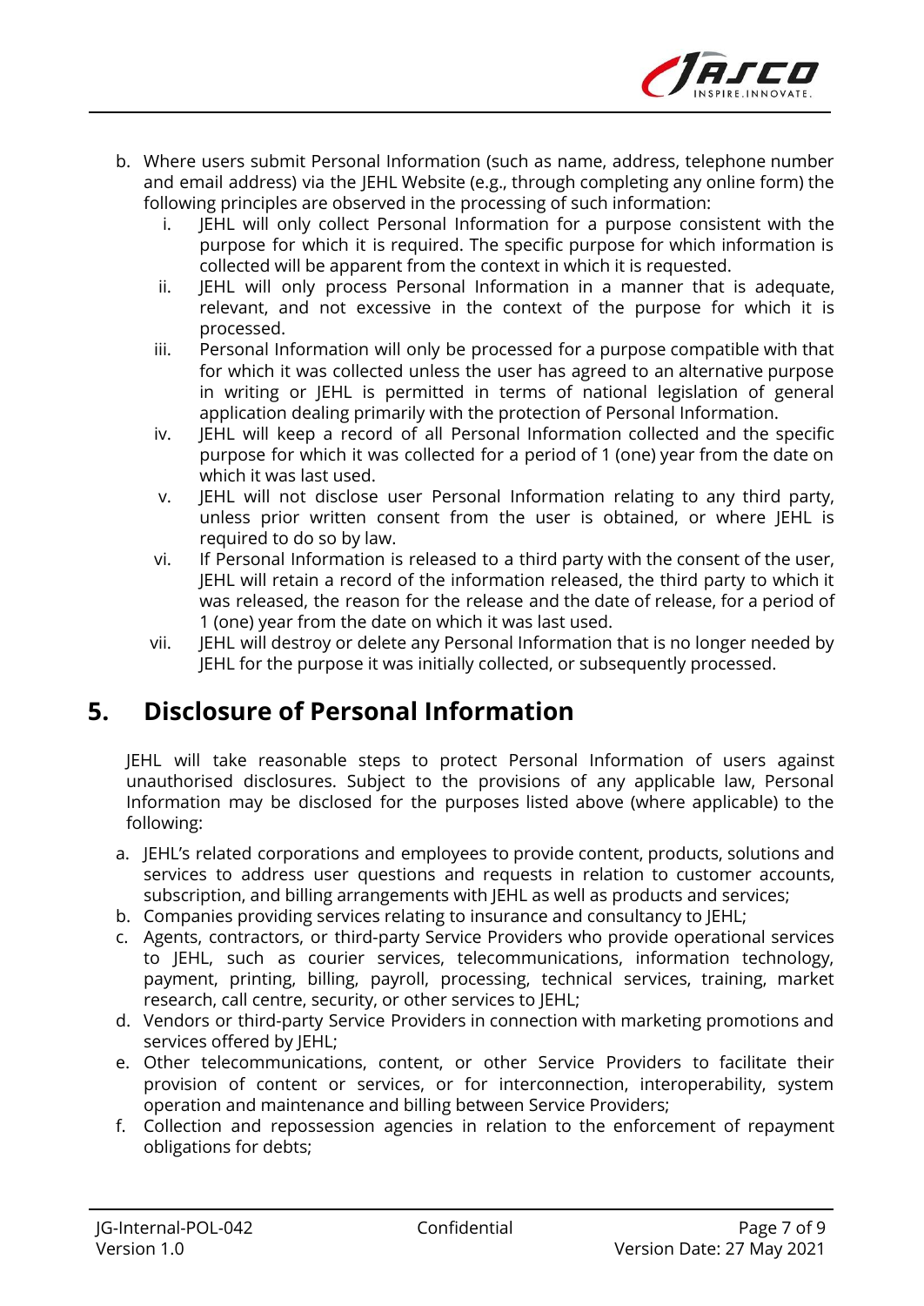b. Where users submit Personal Information (such as name, address, telephone number and email address) via the JEHL Website (e.g., through completing any online form) the following principles are observed in the processing of such information:
   i. JEHL will only collect Personal Information for a purpose consistent with the purpose for which it is required. The specific purpose for which information is collected will be apparent from the context in which it is requested.
   ii. JEHL will only process Personal Information in a manner that is adequate, relevant, and not excessive in the context of the purpose for which it is processed.
   iii. Personal Information will only be processed for a purpose compatible with that for which it was collected unless the user has agreed to an alternative purpose in writing or JEHL is permitted in terms of national legislation of general application dealing primarily with the protection of Personal Information.
   iv. JEHL will keep a record of all Personal Information collected and the specific purpose for which it was collected for a period of 1 (one) year from the date on which it was last used.
   v. JEHL will not disclose user Personal Information relating to any third party, unless prior written consent from the user is obtained, or where JEHL is required to do so by law.
   vi. If Personal Information is released to a third party with the consent of the user, JEHL will retain a record of the information released, the third party to which it was released, the reason for the release and the date of release, for a period of 1 (one) year from the date on which it was last used.
   vii. JEHL will destroy or delete any Personal Information that is no longer needed by JEHL for the purpose it was initially collected, or subsequently processed.

# 5. Disclosure of Personal Information

JEHL will take reasonable steps to protect Personal Information of users against unauthorised disclosures. Subject to the provisions of any applicable law, Personal Information may be disclosed for the purposes listed above (where applicable) to the following:

a. JEHL's related corporations and employees to provide content, products, solutions and services to address user questions and requests in relation to customer accounts, subscription, and billing arrangements with JEHL as well as products and services;
b. Companies providing services relating to insurance and consultancy to JEHL;
c. Agents, contractors, or third-party Service Providers who provide operational services to JEHL, such as courier services, telecommunications, information technology, payment, printing, billing, payroll, processing, technical services, training, market research, call centre, security, or other services to JEHL;
d. Vendors or third-party Service Providers in connection with marketing promotions and services offered by JEHL;
e. Other telecommunications, content, or other Service Providers to facilitate their provision of content or services, or for interconnection, interoperability, system operation and maintenance and billing between Service Providers;
f. Collection and repossession agencies in relation to the enforcement of repayment obligations for debts;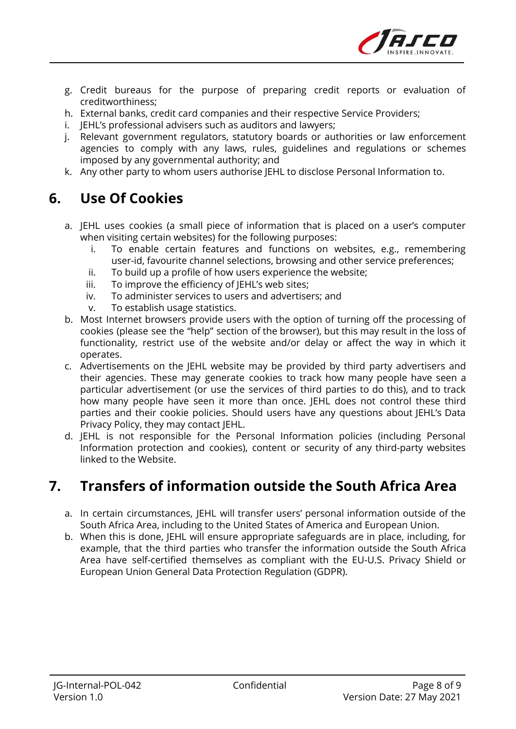g. Credit bureaus for the purpose of preparing credit reports or evaluation of creditworthiness;
h. External banks, credit card companies and their respective Service Providers;
i. JEHL's professional advisers such as auditors and lawyers;
j. Relevant government regulators, statutory boards or authorities or law enforcement agencies to comply with any laws, rules, guidelines and regulations or schemes imposed by any governmental authority; and
k. Any other party to whom users authorise JEHL to disclose Personal Information to.

## 6. Use Of Cookies

a. JEHL uses cookies (a small piece of information that is placed on a user's computer when visiting certain websites) for the following purposes:
   i. To enable certain features and functions on websites, e.g., remembering user-id, favourite channel selections, browsing and other service preferences;
   ii. To build up a profile of how users experience the website;
   iii. To improve the efficiency of JEHL's web sites;
   iv. To administer services to users and advertisers; and
   v. To establish usage statistics.
b. Most Internet browsers provide users with the option of turning off the processing of cookies (please see the "help" section of the browser), but this may result in the loss of functionality, restrict use of the website and/or delay or affect the way in which it operates.
c. Advertisements on the JEHL website may be provided by third party advertisers and their agencies. These may generate cookies to track how many people have seen a particular advertisement (or use the services of third parties to do this), and to track how many people have seen it more than once. JEHL does not control these third parties and their cookie policies. Should users have any questions about JEHL's Data Privacy Policy, they may contact JEHL.
d. JEHL is not responsible for the Personal Information policies (including Personal Information protection and cookies), content or security of any third-party websites linked to the Website.

## 7. Transfers of information outside the South Africa Area

a. In certain circumstances, JEHL will transfer users' personal information outside of the South Africa Area, including to the United States of America and European Union.
b. When this is done, JEHL will ensure appropriate safeguards are in place, including, for example, that the third parties who transfer the information outside the South Africa Area have self-certified themselves as compliant with the EU-U.S. Privacy Shield or European Union General Data Protection Regulation (GDPR).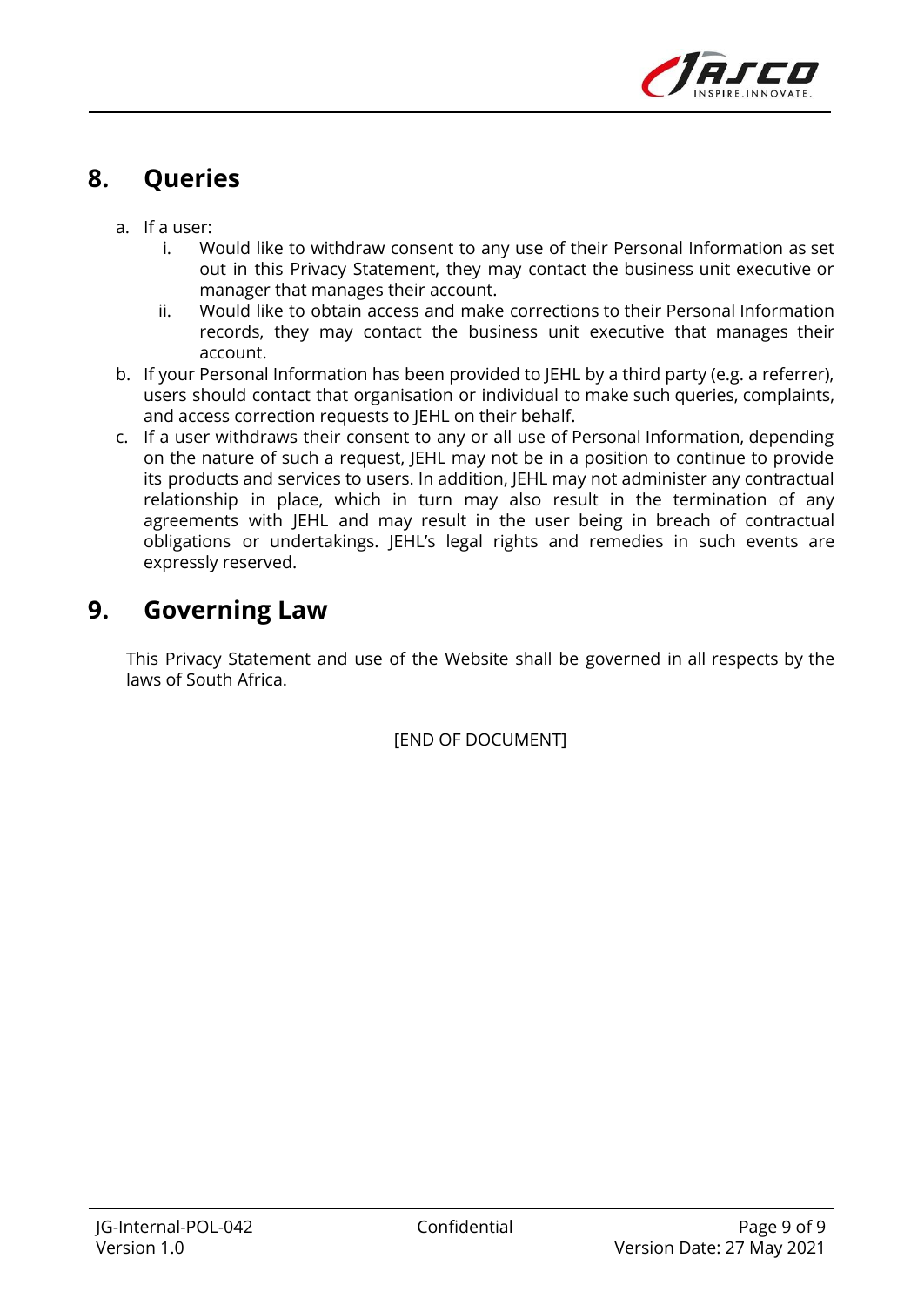## 8. Queries

a. If a user:
   i. Would like to withdraw consent to any use of their Personal Information as set out in this Privacy Statement, they may contact the business unit executive or manager that manages their account.
   ii. Would like to obtain access and make corrections to their Personal Information records, they may contact the business unit executive that manages their account.

b. If your Personal Information has been provided to JEHL by a third party (e.g. a referrer), users should contact that organisation or individual to make such queries, complaints, and access correction requests to JEHL on their behalf.

c. If a user withdraws their consent to any or all use of Personal Information, depending on the nature of such a request, JEHL may not be in a position to continue to provide its products and services to users. In addition, JEHL may not administer any contractual relationship in place, which in turn may also result in the termination of any agreements with JEHL and may result in the user being in breach of contractual obligations or undertakings. JEHL's legal rights and remedies in such events are expressly reserved.

## 9. Governing Law

This Privacy Statement and use of the Website shall be governed in all respects by the laws of South Africa.

[END OF DOCUMENT]